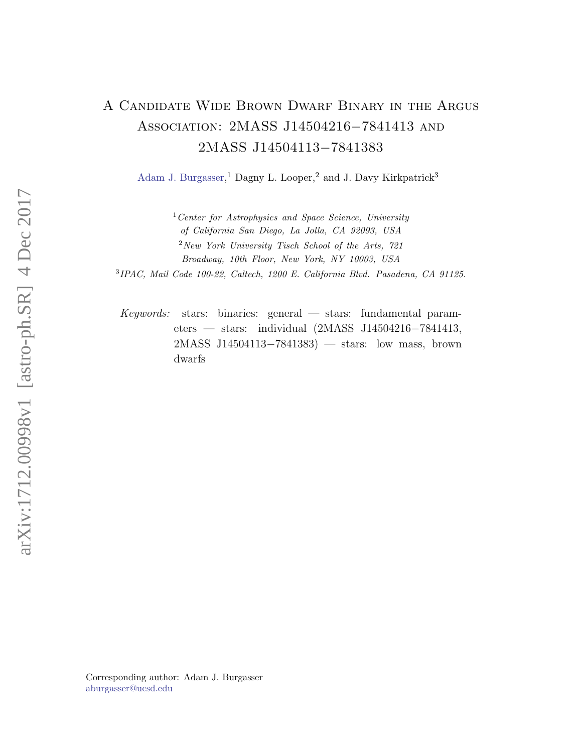# A Candidate Wide Brown Dwarf Binary in the Argus Association: 2MASS J14504216−7841413 and 2MASS J14504113−7841383

Adam J. Burgasser,[1] Dagny L. Looper,[2] and J. Davy Kirkpatrick[3]

[1] *Center for Astrophysics and Space Science, University of California San Diego, La Jolla, CA 92093, USA*

[2] *New York University Tisch School of the Arts, 721 Broadway, 10th Floor, New York, NY 10003, USA*

[3] *IPAC, Mail Code 100-22, Caltech, 1200 E. California Blvd. Pasadena, CA 91125.*

*Keywords:* stars: binaries: general — stars: fundamental parameters — stars: individual (2MASS J14504216−7841413, 2MASS J14504113−7841383) — stars: low mass, brown dwarfs

Corresponding author: Adam J. Burgasser
aburgasser@ucsd.edu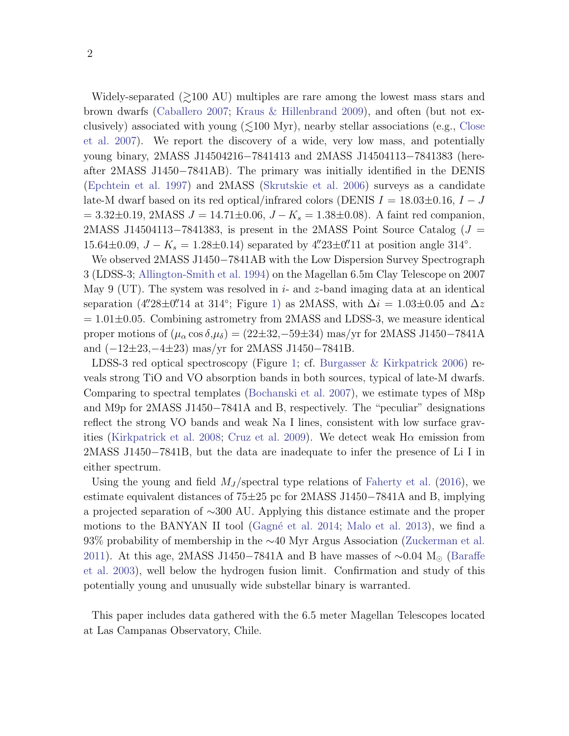Widely-separated ($\gtrsim$100 AU) multiples are rare among the lowest mass stars and brown dwarfs (Caballero 2007; Kraus & Hillenbrand 2009), and often (but not exclusively) associated with young ($\lesssim$100 Myr), nearby stellar associations (e.g., Close et al. 2007). We report the discovery of a wide, very low mass, and potentially young binary, 2MASS J14504216−7841413 and 2MASS J14504113−7841383 (hereafter 2MASS J1450−7841AB). The primary was initially identified in the DENIS (Epchtein et al. 1997) and 2MASS (Skrutskie et al. 2006) surveys as a candidate late-M dwarf based on its red optical/infrared colors (DENIS $I$ = 18.03±0.16, $I - J$ = 3.32±0.19, 2MASS $J$ = 14.71±0.06, $J - K_s$ = 1.38±0.08). A faint red companion, 2MASS J14504113−7841383, is present in the 2MASS Point Source Catalog ($J$ = 15.64±0.09, $J - K_s$ = 1.28±0.14) separated by $4\farcs23 \pm 0\farcs11$ at position angle 314°.

We observed 2MASS J1450−7841AB with the Low Dispersion Survey Spectrograph 3 (LDSS-3; Allington-Smith et al. 1994) on the Magellan 6.5m Clay Telescope on 2007 May 9 (UT). The system was resolved in $i$- and $z$-band imaging data at an identical separation ($4\farcs28 \pm 0\farcs14$ at 314°; Figure 1) as 2MASS, with $\Delta i$ = 1.03±0.05 and $\Delta z$ = 1.01±0.05. Combining astrometry from 2MASS and LDSS-3, we measure identical proper motions of $(\mu_\alpha \cos\delta, \mu_\delta)$ = (22±32,−59±34) mas/yr for 2MASS J1450−7841A and (−12±23,−4±23) mas/yr for 2MASS J1450−7841B.

LDSS-3 red optical spectroscopy (Figure 1; cf. Burgasser & Kirkpatrick 2006) reveals strong TiO and VO absorption bands in both sources, typical of late-M dwarfs. Comparing to spectral templates (Bochanski et al. 2007), we estimate types of M8p and M9p for 2MASS J1450−7841A and B, respectively. The "peculiar" designations reflect the strong VO bands and weak Na I lines, consistent with low surface gravities (Kirkpatrick et al. 2008; Cruz et al. 2009). We detect weak H$\alpha$ emission from 2MASS J1450−7841B, but the data are inadequate to infer the presence of Li I in either spectrum.

Using the young and field $M_J$/spectral type relations of Faherty et al. (2016), we estimate equivalent distances of 75±25 pc for 2MASS J1450−7841A and B, implying a projected separation of ∼300 AU. Applying this distance estimate and the proper motions to the BANYAN II tool (Gagné et al. 2014; Malo et al. 2013), we find a 93% probability of membership in the ∼40 Myr Argus Association (Zuckerman et al. 2011). At this age, 2MASS J1450−7841A and B have masses of ∼0.04 $M_\odot$ (Baraffe et al. 2003), well below the hydrogen fusion limit. Confirmation and study of this potentially young and unusually wide substellar binary is warranted.

This paper includes data gathered with the 6.5 meter Magellan Telescopes located at Las Campanas Observatory, Chile.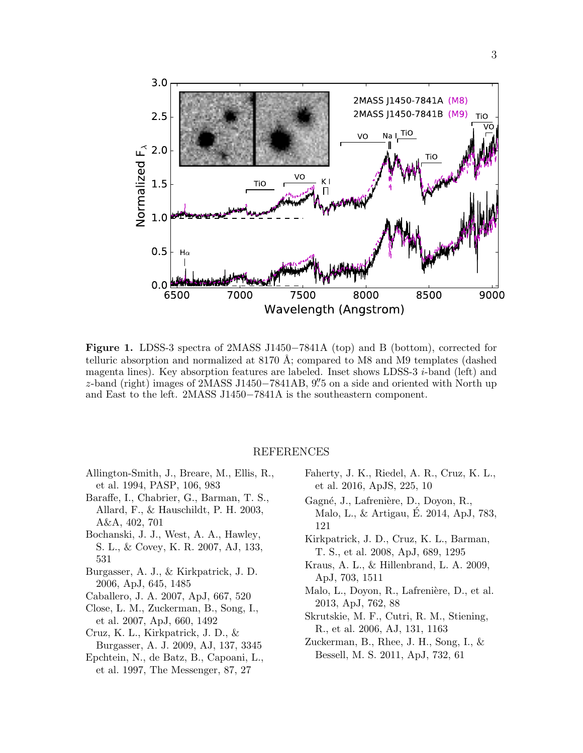3.0
2.5
2.0
1.5
1.0
0.5
0.0
Normalized $F_\lambda$
6500 7000 7500 8000 8500 9000
Wavelength (Angstrom)
2MASS J1450-7841A (M8)
2MASS J1450-7841B (M9)
TiO
VO
K I
Na I
Hα

**Figure 1.** LDSS-3 spectra of 2MASS J1450−7841A (top) and B (bottom), corrected for telluric absorption and normalized at 8170 Å; compared to M8 and M9 templates (dashed magenta lines). Key absorption features are labeled. Inset shows LDSS-3 *i*-band (left) and *z*-band (right) images of 2MASS J1450−7841AB, 9.″5 on a side and oriented with North up and East to the left. 2MASS J1450−7841A is the southeastern component.

## REFERENCES

Allington-Smith, J., Breare, M., Ellis, R., et al. 1994, PASP, 106, 983

Baraffe, I., Chabrier, G., Barman, T. S., Allard, F., & Hauschildt, P. H. 2003, A&A, 402, 701

Bochanski, J. J., West, A. A., Hawley, S. L., & Covey, K. R. 2007, AJ, 133, 531

Burgasser, A. J., & Kirkpatrick, J. D. 2006, ApJ, 645, 1485

Caballero, J. A. 2007, ApJ, 667, 520

Close, L. M., Zuckerman, B., Song, I., et al. 2007, ApJ, 660, 1492

Cruz, K. L., Kirkpatrick, J. D., & Burgasser, A. J. 2009, AJ, 137, 3345

Epchtein, N., de Batz, B., Capoani, L., et al. 1997, The Messenger, 87, 27

Faherty, J. K., Riedel, A. R., Cruz, K. L., et al. 2016, ApJS, 225, 10

Gagné, J., Lafrenière, D., Doyon, R., Malo, L., & Artigau, É. 2014, ApJ, 783, 121

Kirkpatrick, J. D., Cruz, K. L., Barman, T. S., et al. 2008, ApJ, 689, 1295

Kraus, A. L., & Hillenbrand, L. A. 2009, ApJ, 703, 1511

Malo, L., Doyon, R., Lafrenière, D., et al. 2013, ApJ, 762, 88

Skrutskie, M. F., Cutri, R. M., Stiening, R., et al. 2006, AJ, 131, 1163

Zuckerman, B., Rhee, J. H., Song, I., & Bessell, M. S. 2011, ApJ, 732, 61